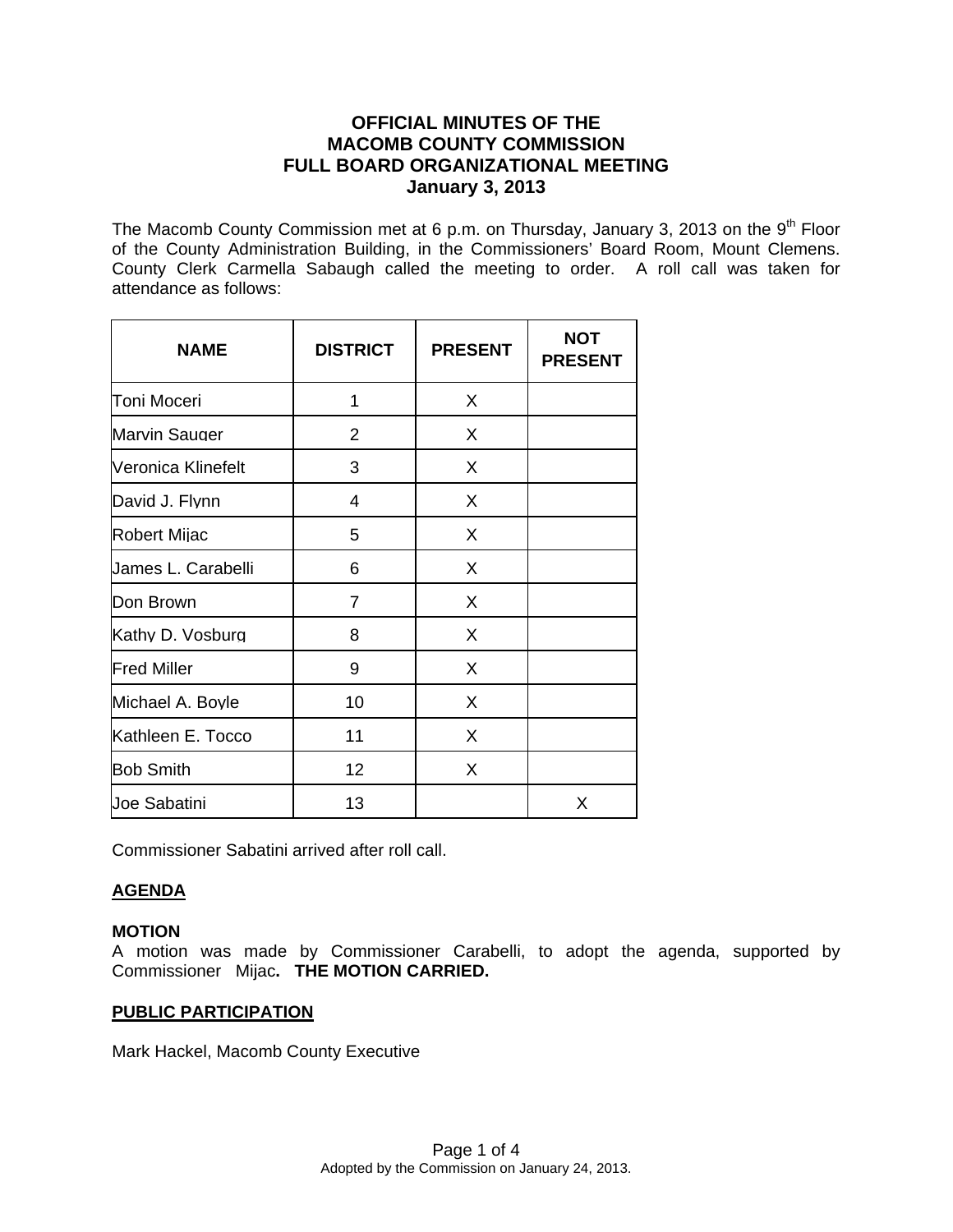# OFFICIAL MINUTES OF THE MACOMB COUNTY COMMISSION FULL BOARD ORGANIZATIONAL MEETING January 3, 2013

The Macomb County Commission met at 6 p.m. on Thursday, January 3, 2013 on the 9th Floor of the County Administration Building, in the Commissioners' Board Room, Mount Clemens. County Clerk Carmella Sabaugh called the meeting to order. A roll call was taken for attendance as follows:

| NAME | DISTRICT | PRESENT | NOT PRESENT |
|---|---|---|---|
| Toni Moceri | 1 | X | |
| Marvin Sauger | 2 | X | |
| Veronica Klinefelt | 3 | X | |
| David J. Flynn | 4 | X | |
| Robert Mijac | 5 | X | |
| James L. Carabelli | 6 | X | |
| Don Brown | 7 | X | |
| Kathy D. Vosburg | 8 | X | |
| Fred Miller | 9 | X | |
| Michael A. Boyle | 10 | X | |
| Kathleen E. Tocco | 11 | X | |
| Bob Smith | 12 | X | |
| Joe Sabatini | 13 | | X |

Commissioner Sabatini arrived after roll call.

## AGENDA

**MOTION**

A motion was made by Commissioner Carabelli, to adopt the agenda, supported by Commissioner Mijac**. THE MOTION CARRIED.**

## PUBLIC PARTICIPATION

Mark Hackel, Macomb County Executive

Adopted by the Commission on January 24, 2013.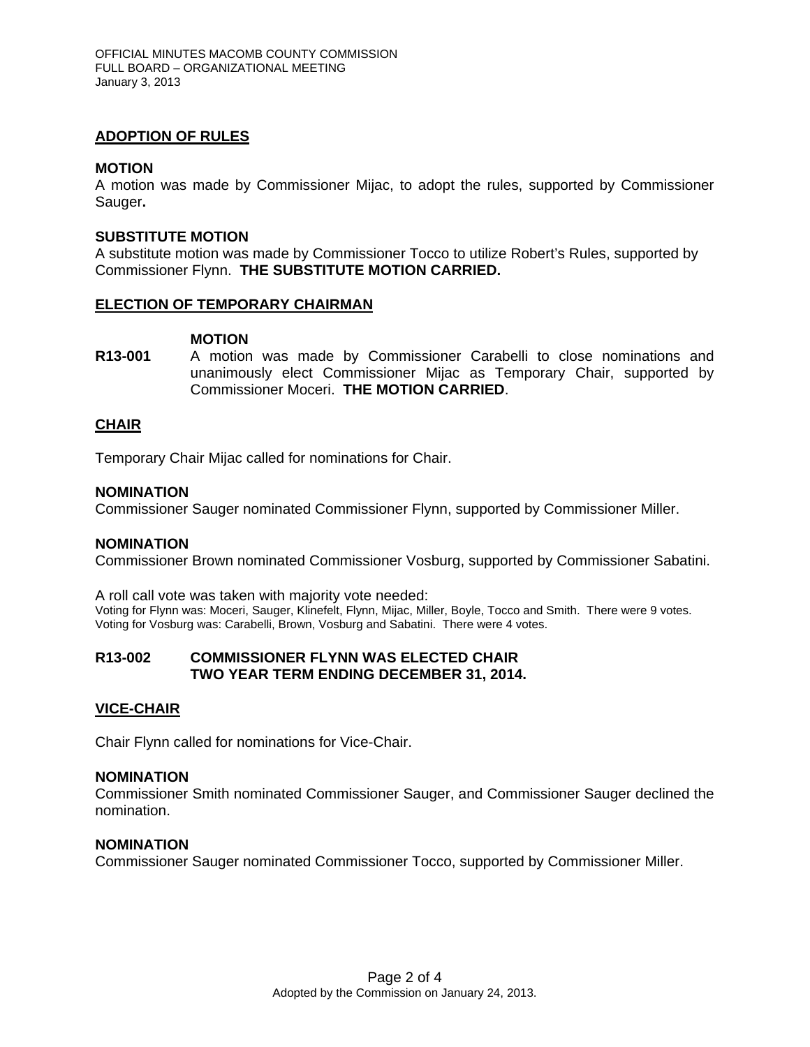## ADOPTION OF RULES

**MOTION**

A motion was made by Commissioner Mijac, to adopt the rules, supported by Commissioner Sauger**.**

**SUBSTITUTE MOTION**

A substitute motion was made by Commissioner Tocco to utilize Robert's Rules, supported by Commissioner Flynn. **THE SUBSTITUTE MOTION CARRIED.**

## ELECTION OF TEMPORARY CHAIRMAN

**MOTION**

**R13-001** A motion was made by Commissioner Carabelli to close nominations and unanimously elect Commissioner Mijac as Temporary Chair, supported by Commissioner Moceri. **THE MOTION CARRIED**.

## CHAIR

Temporary Chair Mijac called for nominations for Chair.

**NOMINATION**

Commissioner Sauger nominated Commissioner Flynn, supported by Commissioner Miller.

**NOMINATION**

Commissioner Brown nominated Commissioner Vosburg, supported by Commissioner Sabatini.

A roll call vote was taken with majority vote needed:

Voting for Flynn was: Moceri, Sauger, Klinefelt, Flynn, Mijac, Miller, Boyle, Tocco and Smith. There were 9 votes.
Voting for Vosburg was: Carabelli, Brown, Vosburg and Sabatini. There were 4 votes.

**R13-002 COMMISSIONER FLYNN WAS ELECTED CHAIR TWO YEAR TERM ENDING DECEMBER 31, 2014.**

## VICE-CHAIR

Chair Flynn called for nominations for Vice-Chair.

**NOMINATION**

Commissioner Smith nominated Commissioner Sauger, and Commissioner Sauger declined the nomination.

**NOMINATION**

Commissioner Sauger nominated Commissioner Tocco, supported by Commissioner Miller.

Adopted by the Commission on January 24, 2013.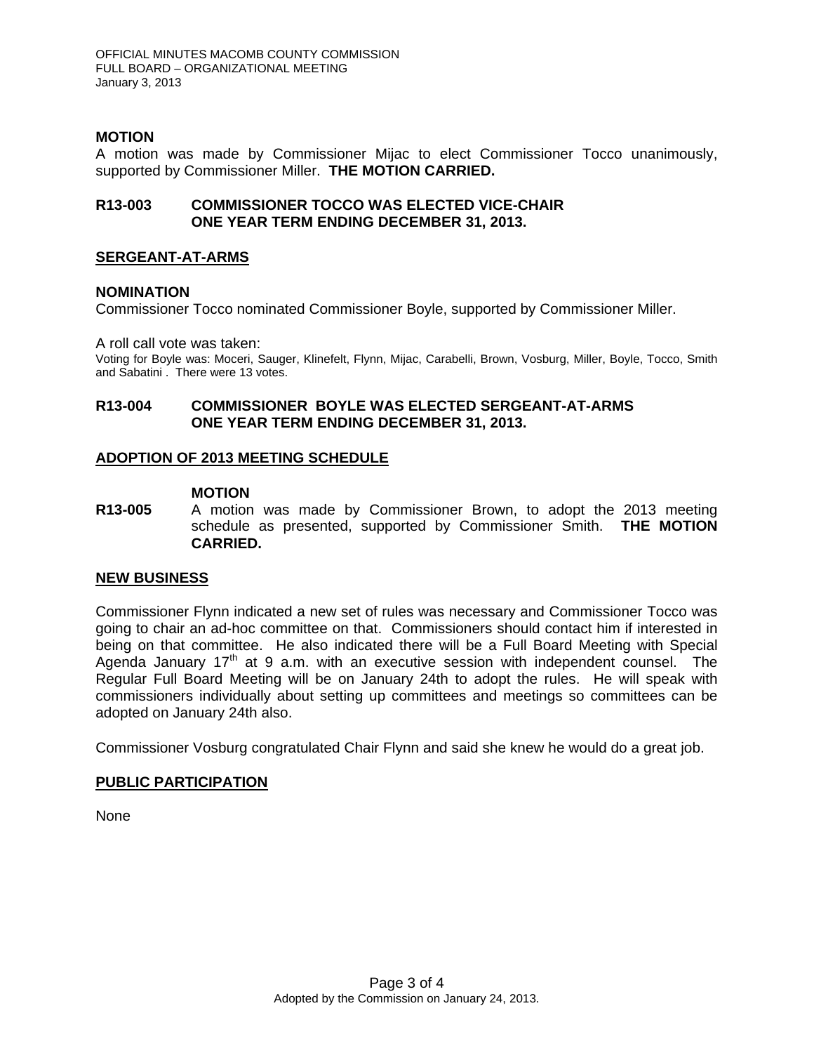**MOTION**

A motion was made by Commissioner Mijac to elect Commissioner Tocco unanimously, supported by Commissioner Miller. **THE MOTION CARRIED.**

**R13-003 COMMISSIONER TOCCO WAS ELECTED VICE-CHAIR ONE YEAR TERM ENDING DECEMBER 31, 2013.**

## SERGEANT-AT-ARMS

**NOMINATION**

Commissioner Tocco nominated Commissioner Boyle, supported by Commissioner Miller.

A roll call vote was taken:

Voting for Boyle was: Moceri, Sauger, Klinefelt, Flynn, Mijac, Carabelli, Brown, Vosburg, Miller, Boyle, Tocco, Smith and Sabatini . There were 13 votes.

**R13-004 COMMISSIONER BOYLE WAS ELECTED SERGEANT-AT-ARMS ONE YEAR TERM ENDING DECEMBER 31, 2013.**

## ADOPTION OF 2013 MEETING SCHEDULE

**MOTION**

**R13-005** A motion was made by Commissioner Brown, to adopt the 2013 meeting schedule as presented, supported by Commissioner Smith. **THE MOTION CARRIED.**

## NEW BUSINESS

Commissioner Flynn indicated a new set of rules was necessary and Commissioner Tocco was going to chair an ad-hoc committee on that. Commissioners should contact him if interested in being on that committee. He also indicated there will be a Full Board Meeting with Special Agenda January 17th at 9 a.m. with an executive session with independent counsel. The Regular Full Board Meeting will be on January 24th to adopt the rules. He will speak with commissioners individually about setting up committees and meetings so committees can be adopted on January 24th also.

Commissioner Vosburg congratulated Chair Flynn and said she knew he would do a great job.

## PUBLIC PARTICIPATION

None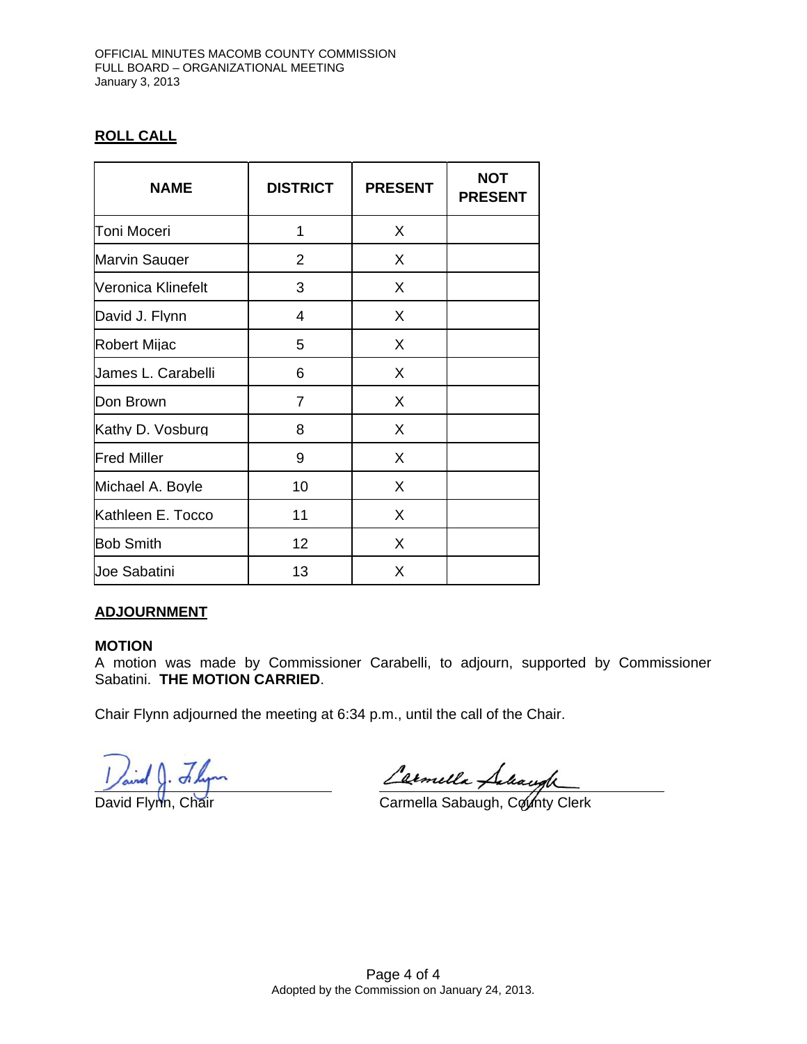## ROLL CALL

| NAME | DISTRICT | PRESENT | NOT PRESENT |
|---|---|---|---|
| Toni Moceri | 1 | X | |
| Marvin Sauger | 2 | X | |
| Veronica Klinefelt | 3 | X | |
| David J. Flynn | 4 | X | |
| Robert Mijac | 5 | X | |
| James L. Carabelli | 6 | X | |
| Don Brown | 7 | X | |
| Kathy D. Vosburg | 8 | X | |
| Fred Miller | 9 | X | |
| Michael A. Boyle | 10 | X | |
| Kathleen E. Tocco | 11 | X | |
| Bob Smith | 12 | X | |
| Joe Sabatini | 13 | X | |

## ADJOURNMENT

**MOTION**
A motion was made by Commissioner Carabelli, to adjourn, supported by Commissioner Sabatini. **THE MOTION CARRIED**.

Chair Flynn adjourned the meeting at 6:34 p.m., until the call of the Chair.

David Flynn, Chair

Carmella Sabaugh, County Clerk

Adopted by the Commission on January 24, 2013.